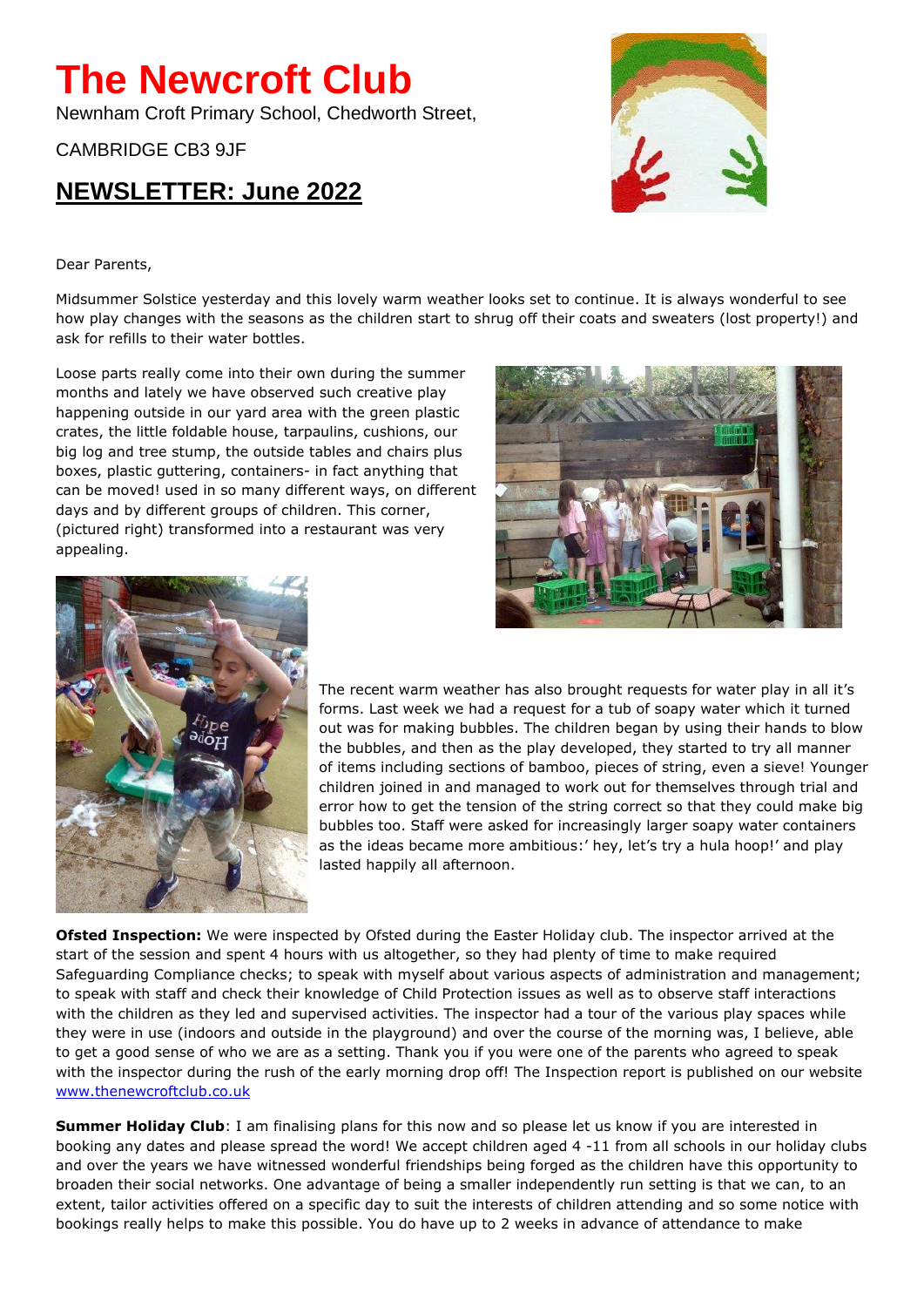# The Newcroft Club

Newnham Croft Primary School, Chedworth Street,

CAMBRIDGE CB3 9JF

## NEWSLETTER: June 2022

Dear Parents,

Midsummer Solstice yesterday and this lovely warm weather looks set to continue. It is always wonderful to see how play changes with the seasons as the children start to shrug off their coats and sweaters (lost property!) and ask for refills to their water bottles.

Loose parts really come into their own during the summer months and lately we have observed such creative play happening outside in our yard area with the green plastic crates, the little foldable house, tarpaulins, cushions, our big log and tree stump, the outside tables and chairs plus boxes, plastic guttering, containers- in fact anything that can be moved! used in so many different ways, on different days and by different groups of children. This corner, (pictured right) transformed into a restaurant was very appealing.

The recent warm weather has also brought requests for water play in all it's forms. Last week we had a request for a tub of soapy water which it turned out was for making bubbles. The children began by using their hands to blow the bubbles, and then as the play developed, they started to try all manner of items including sections of bamboo, pieces of string, even a sieve! Younger children joined in and managed to work out for themselves through trial and error how to get the tension of the string correct so that they could make big bubbles too. Staff were asked for increasingly larger soapy water containers as the ideas became more ambitious:' hey, let's try a hula hoop!' and play lasted happily all afternoon.

**Ofsted Inspection:** We were inspected by Ofsted during the Easter Holiday club. The inspector arrived at the start of the session and spent 4 hours with us altogether, so they had plenty of time to make required Safeguarding Compliance checks; to speak with myself about various aspects of administration and management; to speak with staff and check their knowledge of Child Protection issues as well as to observe staff interactions with the children as they led and supervised activities. The inspector had a tour of the various play spaces while they were in use (indoors and outside in the playground) and over the course of the morning was, I believe, able to get a good sense of who we are as a setting. Thank you if you were one of the parents who agreed to speak with the inspector during the rush of the early morning drop off! The Inspection report is published on our website www.thenewcroftclub.co.uk

**Summer Holiday Club**: I am finalising plans for this now and so please let us know if you are interested in booking any dates and please spread the word! We accept children aged 4 -11 from all schools in our holiday clubs and over the years we have witnessed wonderful friendships being forged as the children have this opportunity to broaden their social networks. One advantage of being a smaller independently run setting is that we can, to an extent, tailor activities offered on a specific day to suit the interests of children attending and so some notice with bookings really helps to make this possible. You do have up to 2 weeks in advance of attendance to make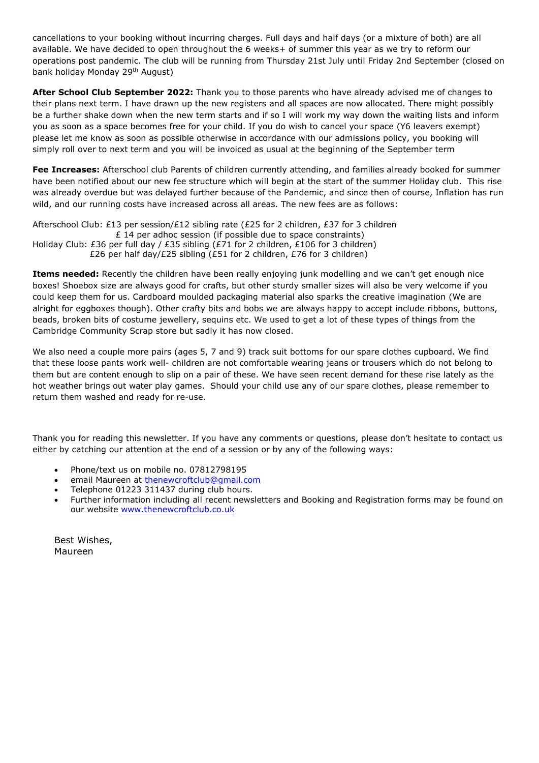cancellations to your booking without incurring charges. Full days and half days (or a mixture of both) are all available. We have decided to open throughout the 6 weeks+ of summer this year as we try to reform our operations post pandemic. The club will be running from Thursday 21st July until Friday 2nd September (closed on bank holiday Monday 29th August)

**After School Club September 2022:** Thank you to those parents who have already advised me of changes to their plans next term. I have drawn up the new registers and all spaces are now allocated. There might possibly be a further shake down when the new term starts and if so I will work my way down the waiting lists and inform you as soon as a space becomes free for your child. If you do wish to cancel your space (Y6 leavers exempt) please let me know as soon as possible otherwise in accordance with our admissions policy, you booking will simply roll over to next term and you will be invoiced as usual at the beginning of the September term

**Fee Increases:** Afterschool club Parents of children currently attending, and families already booked for summer have been notified about our new fee structure which will begin at the start of the summer Holiday club. This rise was already overdue but was delayed further because of the Pandemic, and since then of course, Inflation has run wild, and our running costs have increased across all areas. The new fees are as follows:

Afterschool Club: £13 per session/£12 sibling rate (£25 for 2 children, £37 for 3 children
£ 14 per adhoc session (if possible due to space constraints)
Holiday Club: £36 per full day / £35 sibling (£71 for 2 children, £106 for 3 children)
£26 per half day/£25 sibling (£51 for 2 children, £76 for 3 children)

**Items needed:** Recently the children have been really enjoying junk modelling and we can't get enough nice boxes! Shoebox size are always good for crafts, but other sturdy smaller sizes will also be very welcome if you could keep them for us. Cardboard moulded packaging material also sparks the creative imagination (We are alright for eggboxes though). Other crafty bits and bobs we are always happy to accept include ribbons, buttons, beads, broken bits of costume jewellery, sequins etc. We used to get a lot of these types of things from the Cambridge Community Scrap store but sadly it has now closed.

We also need a couple more pairs (ages 5, 7 and 9) track suit bottoms for our spare clothes cupboard. We find that these loose pants work well- children are not comfortable wearing jeans or trousers which do not belong to them but are content enough to slip on a pair of these. We have seen recent demand for these rise lately as the hot weather brings out water play games. Should your child use any of our spare clothes, please remember to return them washed and ready for re-use.

Thank you for reading this newsletter. If you have any comments or questions, please don't hesitate to contact us either by catching our attention at the end of a session or by any of the following ways:

- Phone/text us on mobile no. 07812798195
- email Maureen at thenewcroftclub@gmail.com
- Telephone 01223 311437 during club hours.
- Further information including all recent newsletters and Booking and Registration forms may be found on our website www.thenewcroftclub.co.uk

Best Wishes,
Maureen